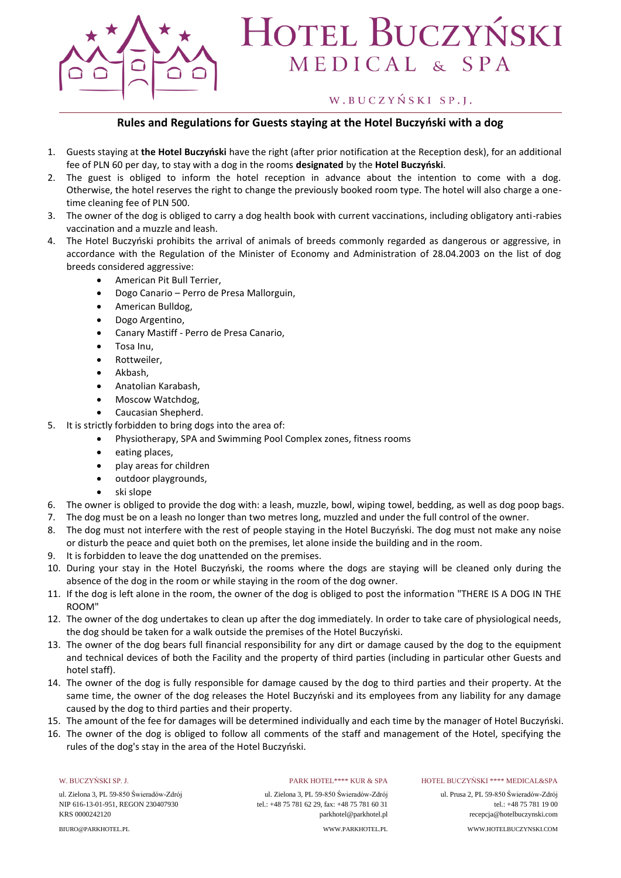# Hotel Buczyński

MEDICAL & SPA

W. BUCZYŃSKI SP. J.

## Rules and Regulations for Guests staying at the Hotel Buczyński with a dog

1. Guests staying at **the Hotel Buczyński** have the right (after prior notification at the Reception desk), for an additional fee of PLN 60 per day, to stay with a dog in the rooms **designated** by the **Hotel Buczyński**.
2. The guest is obliged to inform the hotel reception in advance about the intention to come with a dog. Otherwise, the hotel reserves the right to change the previously booked room type. The hotel will also charge a one-time cleaning fee of PLN 500.
3. The owner of the dog is obliged to carry a dog health book with current vaccinations, including obligatory anti-rabies vaccination and a muzzle and leash.
4. The Hotel Buczyński prohibits the arrival of animals of breeds commonly regarded as dangerous or aggressive, in accordance with the Regulation of the Minister of Economy and Administration of 28.04.2003 on the list of dog breeds considered aggressive:
   - American Pit Bull Terrier,
   - Dogo Canario – Perro de Presa Mallorguin,
   - American Bulldog,
   - Dogo Argentino,
   - Canary Mastiff - Perro de Presa Canario,
   - Tosa Inu,
   - Rottweiler,
   - Akbash,
   - Anatolian Karabash,
   - Moscow Watchdog,
   - Caucasian Shepherd.
5. It is strictly forbidden to bring dogs into the area of:
   - Physiotherapy, SPA and Swimming Pool Complex zones, fitness rooms
   - eating places,
   - play areas for children
   - outdoor playgrounds,
   - ski slope
6. The owner is obliged to provide the dog with: a leash, muzzle, bowl, wiping towel, bedding, as well as dog poop bags.
7. The dog must be on a leash no longer than two metres long, muzzled and under the full control of the owner.
8. The dog must not interfere with the rest of people staying in the Hotel Buczyński. The dog must not make any noise or disturb the peace and quiet both on the premises, let alone inside the building and in the room.
9. It is forbidden to leave the dog unattended on the premises.
10. During your stay in the Hotel Buczyński, the rooms where the dogs are staying will be cleaned only during the absence of the dog in the room or while staying in the room of the dog owner.
11. If the dog is left alone in the room, the owner of the dog is obliged to post the information "THERE IS A DOG IN THE ROOM"
12. The owner of the dog undertakes to clean up after the dog immediately. In order to take care of physiological needs, the dog should be taken for a walk outside the premises of the Hotel Buczyński.
13. The owner of the dog bears full financial responsibility for any dirt or damage caused by the dog to the equipment and technical devices of both the Facility and the property of third parties (including in particular other Guests and hotel staff).
14. The owner of the dog is fully responsible for damage caused by the dog to third parties and their property. At the same time, the owner of the dog releases the Hotel Buczyński and its employees from any liability for any damage caused by the dog to third parties and their property.
15. The amount of the fee for damages will be determined individually and each time by the manager of Hotel Buczyński.
16. The owner of the dog is obliged to follow all comments of the staff and management of the Hotel, specifying the rules of the dog's stay in the area of the Hotel Buczyński.

W. BUCZYŃSKI SP. J.
ul. Zielona 3, PL 59-850 Świeradów-Zdrój
NIP 616-13-01-951, REGON 230407930
KRS 0000242120
BIURO@PARKHOTEL.PL

PARK HOTEL**** KUR & SPA
ul. Zielona 3, PL 59-850 Świeradów-Zdrój
tel.: +48 75 781 62 29, fax: +48 75 781 60 31
parkhotel@parkhotel.pl
WWW.PARKHOTEL.PL

HOTEL BUCZYŃSKI **** MEDICAL&SPA
ul. Prusa 2, PL 59-850 Świeradów-Zdrój
tel.: +48 75 781 19 00
recepcja@hotelbuczynski.com
WWW.HOTELBUCZYNSKI.COM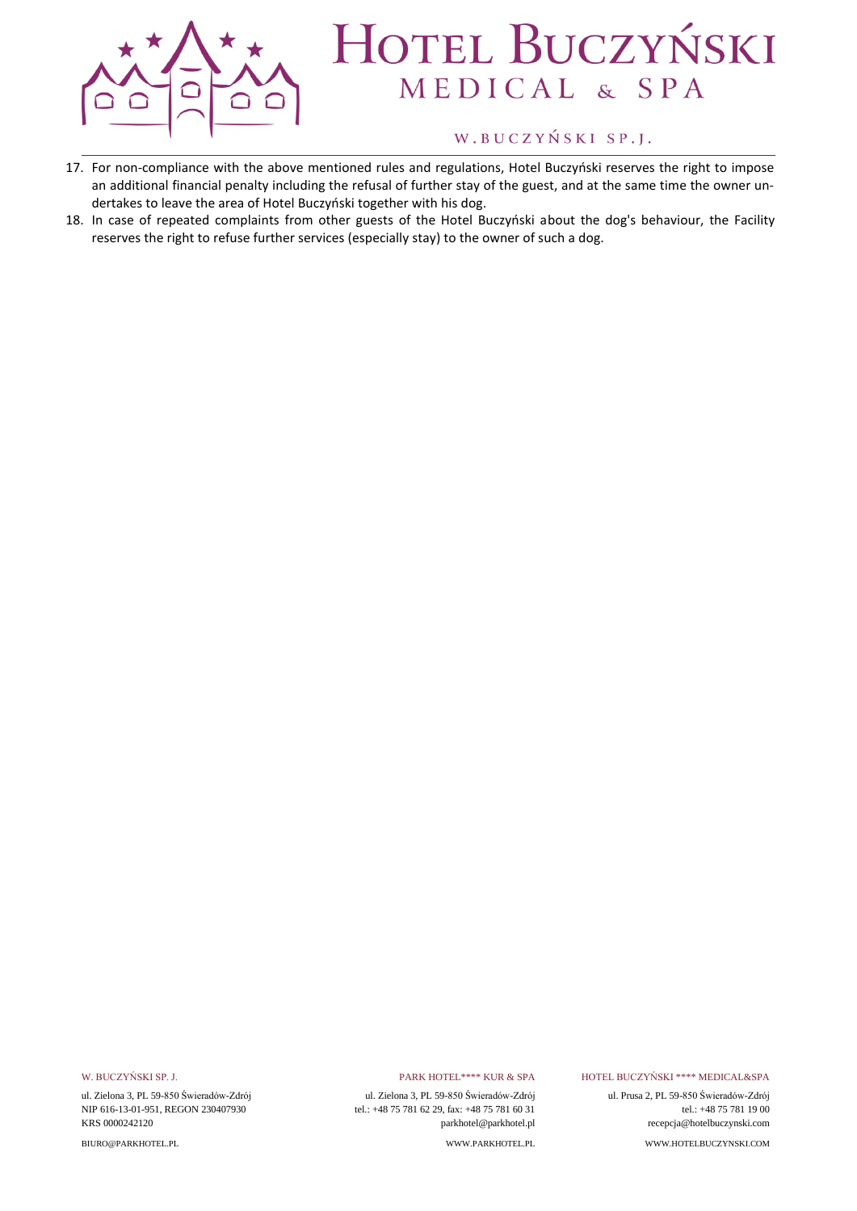17. For non-compliance with the above mentioned rules and regulations, Hotel Buczyński reserves the right to impose an additional financial penalty including the refusal of further stay of the guest, and at the same time the owner undertakes to leave the area of Hotel Buczyński together with his dog.
18. In case of repeated complaints from other guests of the Hotel Buczyński about the dog's behaviour, the Facility reserves the right to refuse further services (especially stay) to the owner of such a dog.